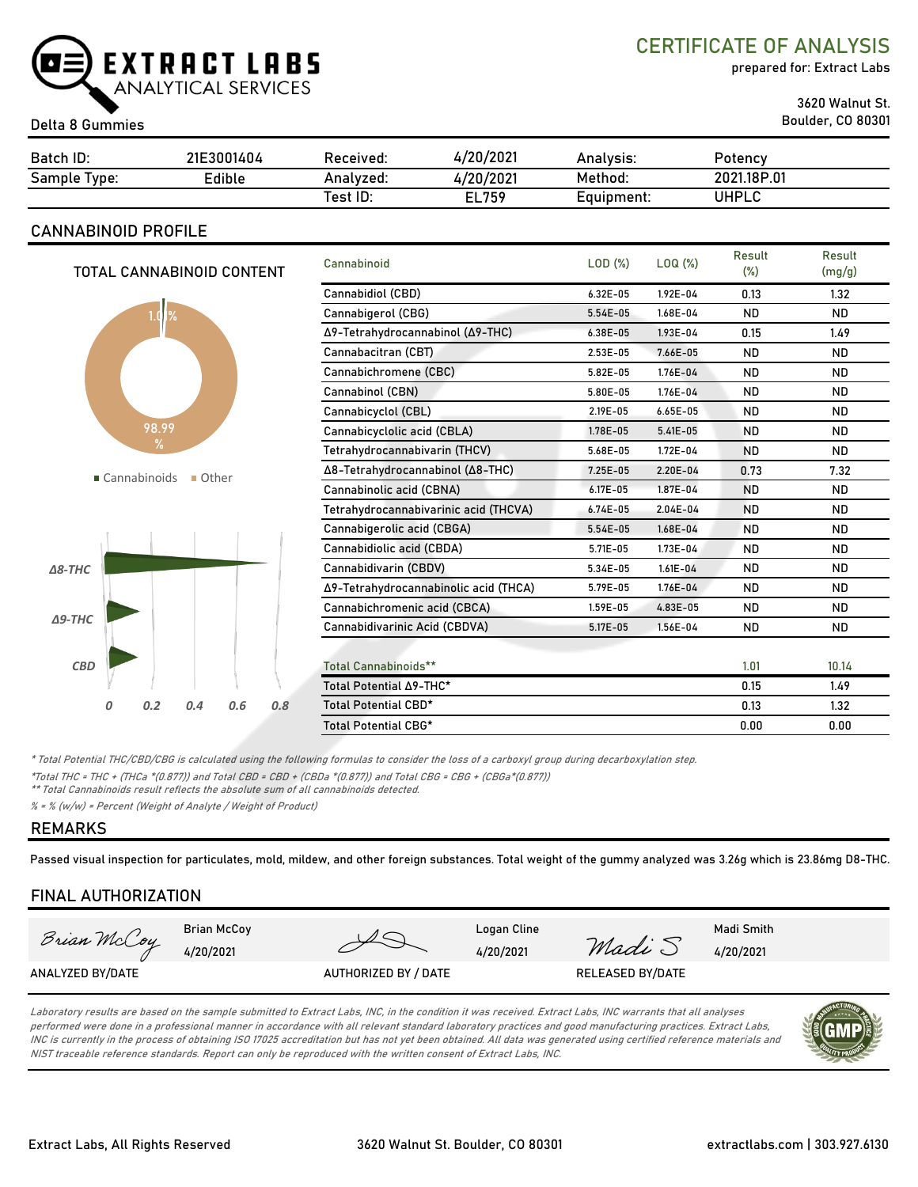**EXTRACT LABS** ANALYTICAL SERVICES

# CERTIFICATE OF ANALYSIS

prepared for: Extract Labs

3620 Walnut St.
Boulder, CO 80301

Delta 8 Gummies

| Batch ID: | 21E3001404 | Received: | 4/20/2021 | Analysis: | Potency |
|---|---|---|---|---|---|
| Sample Type: | Edible | Analyzed: | 4/20/2021 | Method: | 2021.18P.01 |
| | | Test ID: | EL759 | Equipment: | UHPLC |

## CANNABINOID PROFILE

TOTAL CANNABINOID CONTENT

1.01% Cannabinoids, 98.99% Other

Δ8-THC, Δ9-THC, CBD (chart, 0 – 0.8)

| Cannabinoid | LOD (%) | LOQ (%) | Result (%) | Result (mg/g) |
|---|---|---|---|---|
| Cannabidiol (CBD) | 6.32E-05 | 1.92E-04 | 0.13 | 1.32 |
| Cannabigerol (CBG) | 5.54E-05 | 1.68E-04 | ND | ND |
| Δ9-Tetrahydrocannabinol (Δ9-THC) | 6.38E-05 | 1.93E-04 | 0.15 | 1.49 |
| Cannabacitran (CBT) | 2.53E-05 | 7.66E-05 | ND | ND |
| Cannabichromene (CBC) | 5.82E-05 | 1.76E-04 | ND | ND |
| Cannabinol (CBN) | 5.80E-05 | 1.76E-04 | ND | ND |
| Cannabicyclol (CBL) | 2.19E-05 | 6.65E-05 | ND | ND |
| Cannabicyclic acid (CBLA) | 1.78E-05 | 5.41E-05 | ND | ND |
| Tetrahydrocannabivarin (THCV) | 5.68E-05 | 1.72E-04 | ND | ND |
| Δ8-Tetrahydrocannabinol (Δ8-THC) | 7.25E-05 | 2.20E-04 | 0.73 | 7.32 |
| Cannabinolic acid (CBNA) | 6.17E-05 | 1.87E-04 | ND | ND |
| Tetrahydrocannabivarinic acid (THCVA) | 6.74E-05 | 2.04E-04 | ND | ND |
| Cannabigerolic acid (CBGA) | 5.54E-05 | 1.68E-04 | ND | ND |
| Cannabidiolic acid (CBDA) | 5.71E-05 | 1.73E-04 | ND | ND |
| Cannabidivarin (CBDV) | 5.34E-05 | 1.61E-04 | ND | ND |
| Δ9-Tetrahydrocannabinolic acid (THCA) | 5.79E-05 | 1.76E-04 | ND | ND |
| Cannabichromenic acid (CBCA) | 1.59E-05 | 4.83E-05 | ND | ND |
| Cannabidivarinic Acid (CBDVA) | 5.17E-05 | 1.56E-04 | ND | ND |
| Total Cannabinoids** | | | 1.01 | 10.14 |
| Total Potential Δ9-THC* | | | 0.15 | 1.49 |
| Total Potential CBD* | | | 0.13 | 1.32 |
| Total Potential CBG* | | | 0.00 | 0.00 |

*\* Total Potential THC/CBD/CBG is calculated using the following formulas to consider the loss of a carboxyl group during decarboxylation step.*

*\*Total THC = THC + (THCa \*(0.877)) and Total CBD = CBD + (CBDa \*(0.877)) and Total CBG = CBG + (CBGa\*(0.877))*

*\*\* Total Cannabinoids result reflects the absolute sum of all cannabinoids detected.*

*% = % (w/w) = Percent (Weight of Analyte / Weight of Product)*

## REMARKS

Passed visual inspection for particulates, mold, mildew, and other foreign substances. Total weight of the gummy analyzed was 3.26g which is 23.86mg D8-THC.

## FINAL AUTHORIZATION

| Brian McCoy 4/20/2021 | Logan Cline 4/20/2021 | Madi Smith 4/20/2021 |
|---|---|---|
| ANALYZED BY/DATE | AUTHORIZED BY / DATE | RELEASED BY/DATE |

*Laboratory results are based on the sample submitted to Extract Labs, INC, in the condition it was received. Extract Labs, INC warrants that all analyses performed were done in a professional manner in accordance with all relevant standard laboratory practices and good manufacturing practices. Extract Labs, INC is currently in the process of obtaining ISO 17025 accreditation but has not yet been obtained. All data was generated using certified reference materials and NIST traceable reference standards. Report can only be reproduced with the written consent of Extract Labs, INC.*

Extract Labs, All Rights Reserved | 3620 Walnut St. Boulder, CO 80301 | extractlabs.com | 303.927.6130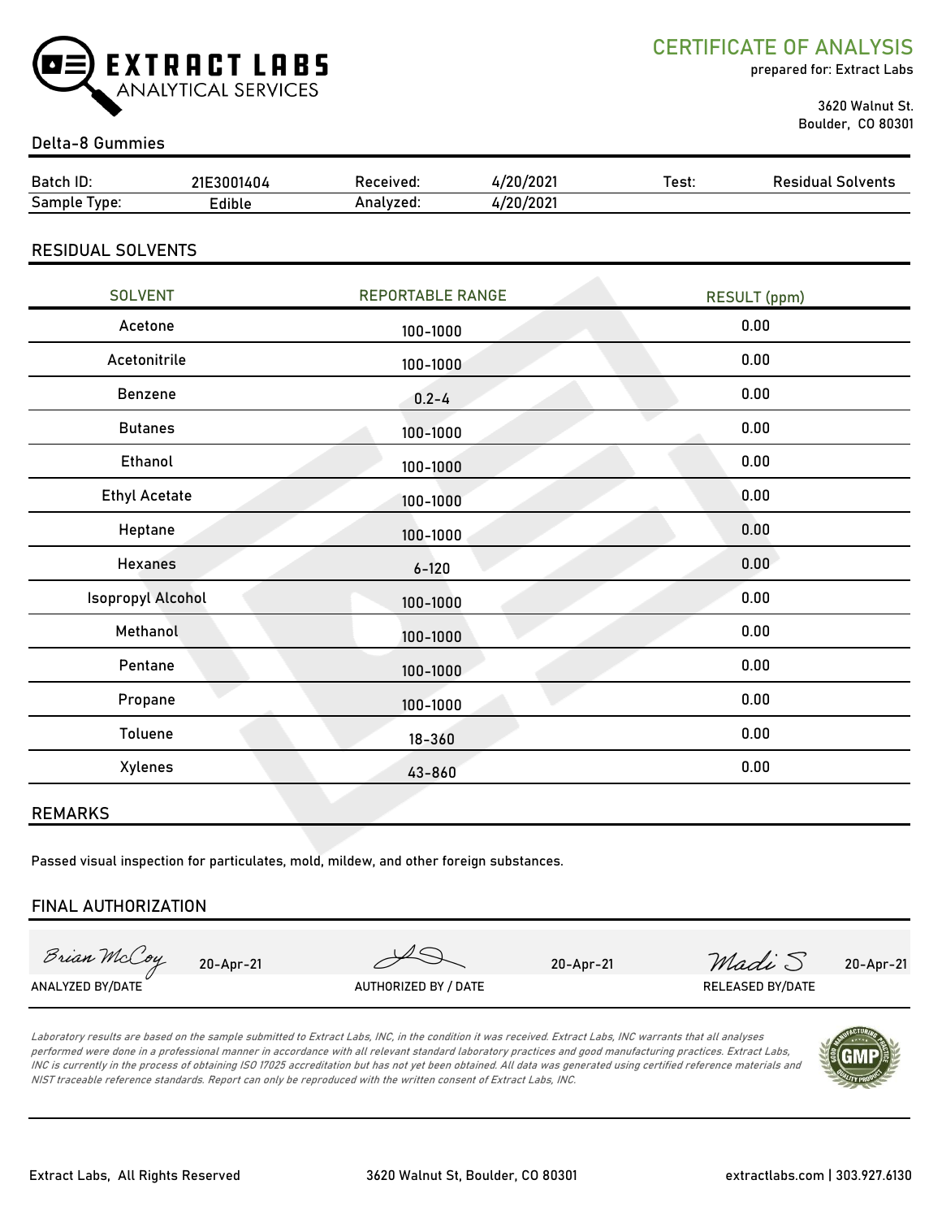# EXTRACT LABS ANALYTICAL SERVICES

## CERTIFICATE OF ANALYSIS

prepared for: Extract Labs

3620 Walnut St.
Boulder, CO 80301

**Delta-8 Gummies**

| Batch ID: | 21E3001404 | Received: | 4/20/2021 | Test: | Residual Solvents |
|---|---|---|---|---|---|
| Sample Type: | Edible | Analyzed: | 4/20/2021 | | |

## RESIDUAL SOLVENTS

| SOLVENT | REPORTABLE RANGE | RESULT (ppm) |
|---|---|---|
| Acetone | 100-1000 | 0.00 |
| Acetonitrile | 100-1000 | 0.00 |
| Benzene | 0.2-4 | 0.00 |
| Butanes | 100-1000 | 0.00 |
| Ethanol | 100-1000 | 0.00 |
| Ethyl Acetate | 100-1000 | 0.00 |
| Heptane | 100-1000 | 0.00 |
| Hexanes | 6-120 | 0.00 |
| Isopropyl Alcohol | 100-1000 | 0.00 |
| Methanol | 100-1000 | 0.00 |
| Pentane | 100-1000 | 0.00 |
| Propane | 100-1000 | 0.00 |
| Toluene | 18-360 | 0.00 |
| Xylenes | 43-860 | 0.00 |

## REMARKS

Passed visual inspection for particulates, mold, mildew, and other foreign substances.

## FINAL AUTHORIZATION

| Brian McCoy 20-Apr-21 | 20-Apr-21 | Madi S 20-Apr-21 |
|---|---|---|
| ANALYZED BY/DATE | AUTHORIZED BY / DATE | RELEASED BY/DATE |

*Laboratory results are based on the sample submitted to Extract Labs, INC, in the condition it was received. Extract Labs, INC warrants that all analyses performed were done in a professional manner in accordance with all relevant standard laboratory practices and good manufacturing practices. Extract Labs, INC is currently in the process of obtaining ISO 17025 accreditation but has not yet been obtained. All data was generated using certified reference materials and NIST traceable reference standards. Report can only be reproduced with the written consent of Extract Labs, INC.*

Extract Labs, All Rights Reserved | 3620 Walnut St, Boulder, CO 80301 | extractlabs.com | 303.927.6130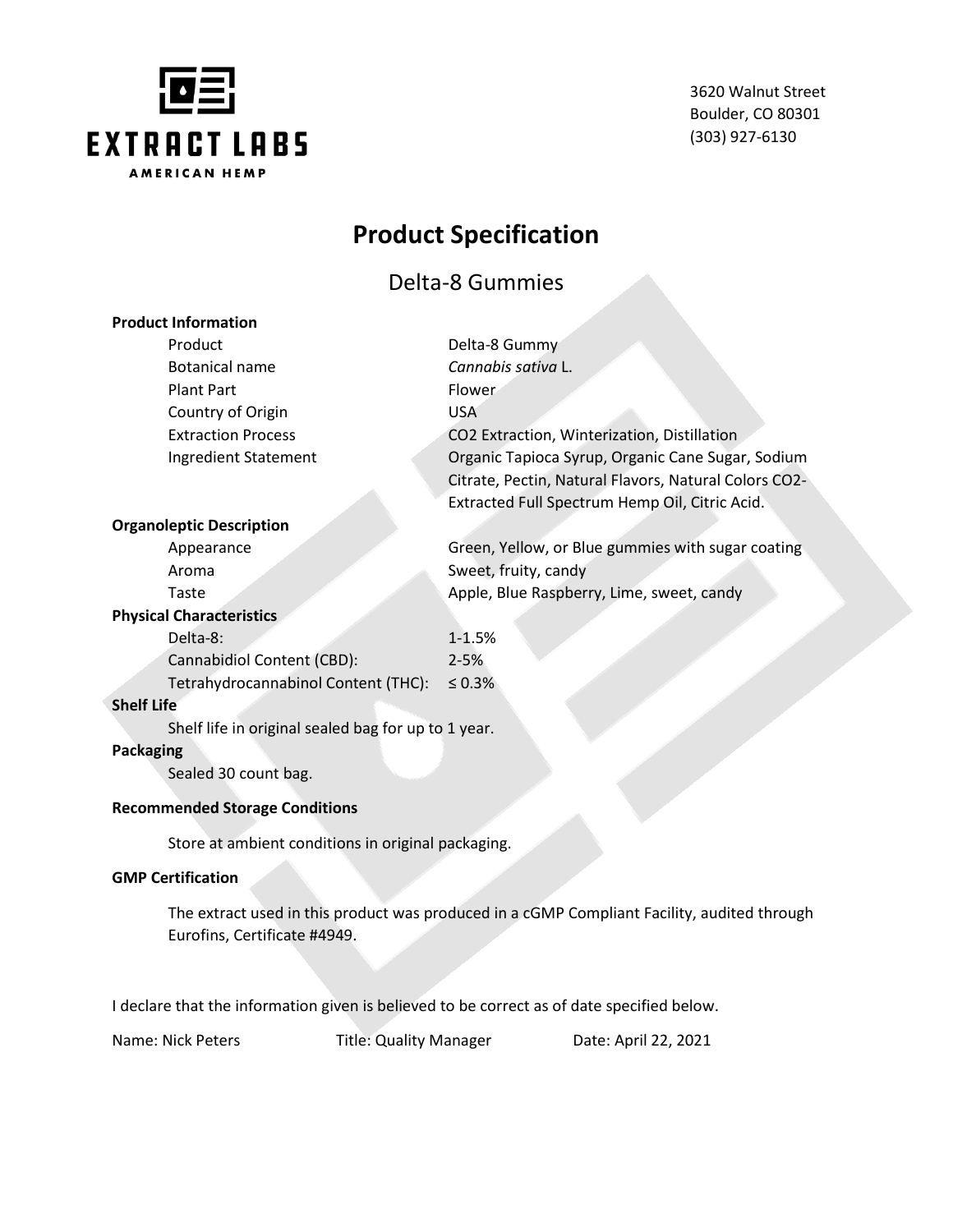EXTRACT LABS

AMERICAN HEMP

3620 Walnut Street
Boulder, CO 80301
(303) 927-6130

# Product Specification

## Delta-8 Gummies

**Product Information**

| | |
|---|---|
| Product | Delta-8 Gummy |
| Botanical name | *Cannabis sativa* L. |
| Plant Part | Flower |
| Country of Origin | USA |
| Extraction Process | $CO_2$ Extraction, Winterization, Distillation |
| Ingredient Statement | Organic Tapioca Syrup, Organic Cane Sugar, Sodium Citrate, Pectin, Natural Flavors, Natural Colors $CO_2$-Extracted Full Spectrum Hemp Oil, Citric Acid. |

**Organoleptic Description**

| | |
|---|---|
| Appearance | Green, Yellow, or Blue gummies with sugar coating |
| Aroma | Sweet, fruity, candy |
| Taste | Apple, Blue Raspberry, Lime, sweet, candy |

**Physical Characteristics**

| | |
|---|---|
| Delta-8: | 1-1.5% |
| Cannabidiol Content (CBD): | 2-5% |
| Tetrahydrocannabinol Content (THC): | ≤ 0.3% |

**Shelf Life**

Shelf life in original sealed bag for up to 1 year.

**Packaging**

Sealed 30 count bag.

**Recommended Storage Conditions**

Store at ambient conditions in original packaging.

**GMP Certification**

The extract used in this product was produced in a cGMP Compliant Facility, audited through Eurofins, Certificate #4949.

I declare that the information given is believed to be correct as of date specified below.

Name: Nick Peters    Title: Quality Manager    Date: April 22, 2021